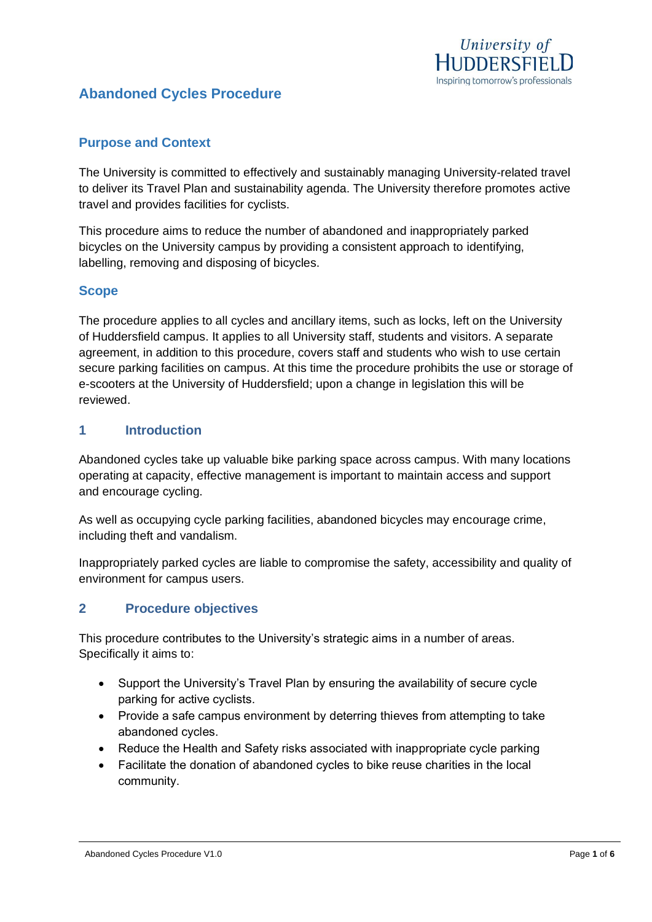# Abandoned Cycles Procedure

## Purpose and Context

The University is committed to effectively and sustainably managing University-related travel to deliver its Travel Plan and sustainability agenda. The University therefore promotes active travel and provides facilities for cyclists.

This procedure aims to reduce the number of abandoned and inappropriately parked bicycles on the University campus by providing a consistent approach to identifying, labelling, removing and disposing of bicycles.

## Scope

The procedure applies to all cycles and ancillary items, such as locks, left on the University of Huddersfield campus. It applies to all University staff, students and visitors. A separate agreement, in addition to this procedure, covers staff and students who wish to use certain secure parking facilities on campus. At this time the procedure prohibits the use or storage of e-scooters at the University of Huddersfield; upon a change in legislation this will be reviewed.

## 1 Introduction

Abandoned cycles take up valuable bike parking space across campus. With many locations operating at capacity, effective management is important to maintain access and support and encourage cycling.

As well as occupying cycle parking facilities, abandoned bicycles may encourage crime, including theft and vandalism.

Inappropriately parked cycles are liable to compromise the safety, accessibility and quality of environment for campus users.

## 2 Procedure objectives

This procedure contributes to the University's strategic aims in a number of areas. Specifically it aims to:

- Support the University's Travel Plan by ensuring the availability of secure cycle parking for active cyclists.
- Provide a safe campus environment by deterring thieves from attempting to take abandoned cycles.
- Reduce the Health and Safety risks associated with inappropriate cycle parking
- Facilitate the donation of abandoned cycles to bike reuse charities in the local community.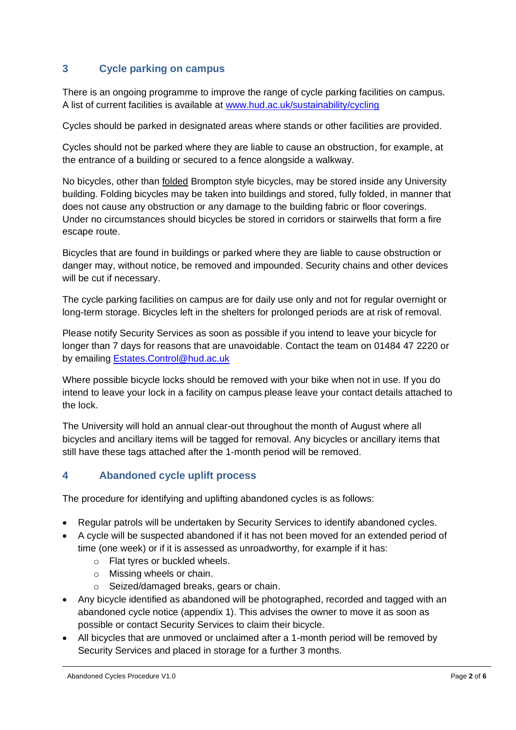## 3 Cycle parking on campus

There is an ongoing programme to improve the range of cycle parking facilities on campus. A list of current facilities is available at [www.hud.ac.uk/sustainability/cycling](www.hud.ac.uk/sustainability/cycling)

Cycles should be parked in designated areas where stands or other facilities are provided.

Cycles should not be parked where they are liable to cause an obstruction, for example, at the entrance of a building or secured to a fence alongside a walkway.

No bicycles, other than <u>folded</u> Brompton style bicycles, may be stored inside any University building. Folding bicycles may be taken into buildings and stored, fully folded, in manner that does not cause any obstruction or any damage to the building fabric or floor coverings. Under no circumstances should bicycles be stored in corridors or stairwells that form a fire escape route.

Bicycles that are found in buildings or parked where they are liable to cause obstruction or danger may, without notice, be removed and impounded. Security chains and other devices will be cut if necessary.

The cycle parking facilities on campus are for daily use only and not for regular overnight or long-term storage. Bicycles left in the shelters for prolonged periods are at risk of removal.

Please notify Security Services as soon as possible if you intend to leave your bicycle for longer than 7 days for reasons that are unavoidable. Contact the team on 01484 47 2220 or by emailing [Estates.Control@hud.ac.uk](mailto:Estates.Control@hud.ac.uk)

Where possible bicycle locks should be removed with your bike when not in use. If you do intend to leave your lock in a facility on campus please leave your contact details attached to the lock.

The University will hold an annual clear-out throughout the month of August where all bicycles and ancillary items will be tagged for removal. Any bicycles or ancillary items that still have these tags attached after the 1-month period will be removed.

## 4 Abandoned cycle uplift process

The procedure for identifying and uplifting abandoned cycles is as follows:

- Regular patrols will be undertaken by Security Services to identify abandoned cycles.
- A cycle will be suspected abandoned if it has not been moved for an extended period of time (one week) or if it is assessed as unroadworthy, for example if it has:
  - Flat tyres or buckled wheels.
  - Missing wheels or chain.
  - Seized/damaged breaks, gears or chain.
- Any bicycle identified as abandoned will be photographed, recorded and tagged with an abandoned cycle notice (appendix 1). This advises the owner to move it as soon as possible or contact Security Services to claim their bicycle.
- All bicycles that are unmoved or unclaimed after a 1-month period will be removed by Security Services and placed in storage for a further 3 months.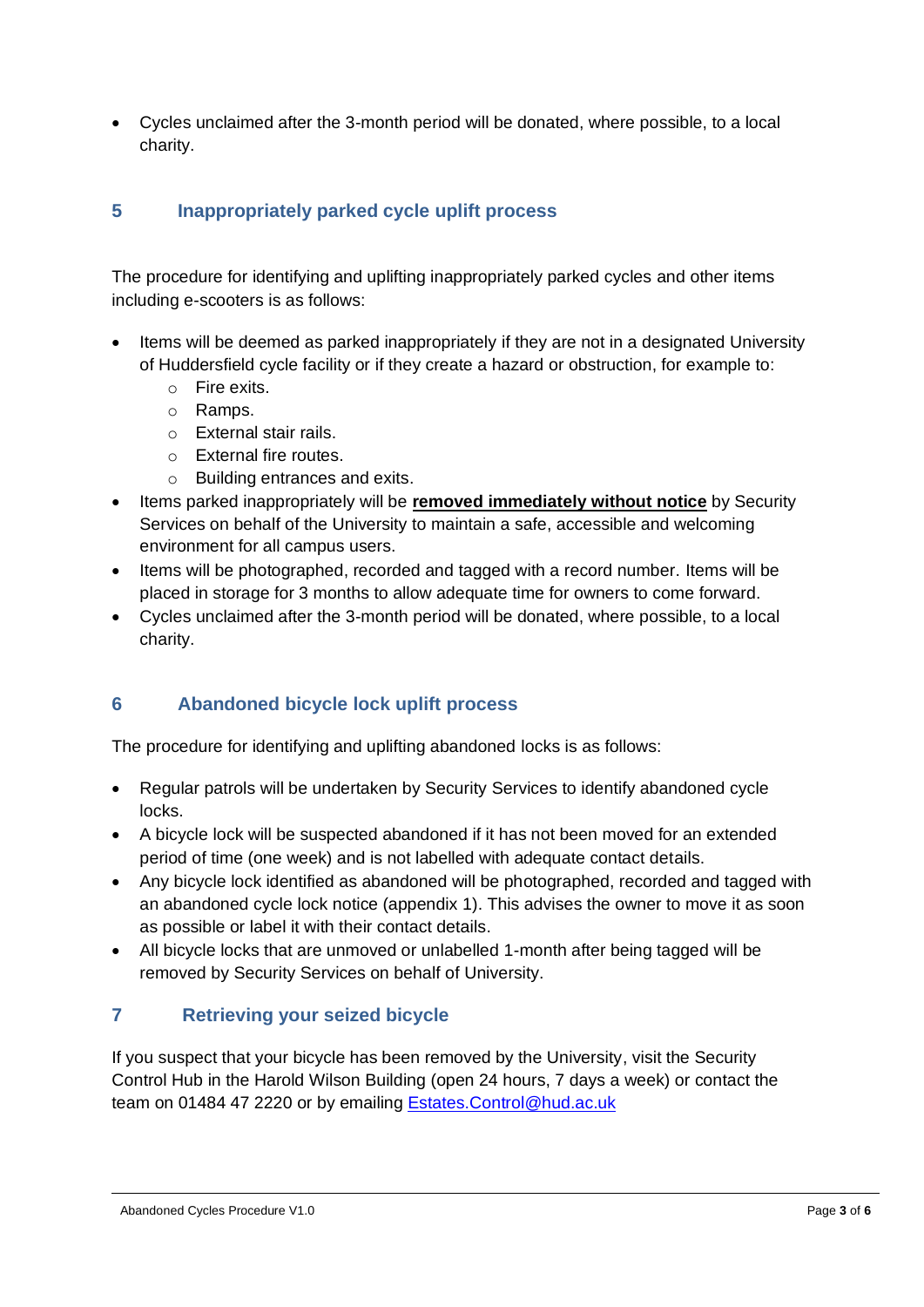- Cycles unclaimed after the 3-month period will be donated, where possible, to a local charity.

## 5 Inappropriately parked cycle uplift process

The procedure for identifying and uplifting inappropriately parked cycles and other items including e-scooters is as follows:

- Items will be deemed as parked inappropriately if they are not in a designated University of Huddersfield cycle facility or if they create a hazard or obstruction, for example to:
  - Fire exits.
  - Ramps.
  - External stair rails.
  - External fire routes.
  - Building entrances and exits.
- Items parked inappropriately will be **removed immediately without notice** by Security Services on behalf of the University to maintain a safe, accessible and welcoming environment for all campus users.
- Items will be photographed, recorded and tagged with a record number. Items will be placed in storage for 3 months to allow adequate time for owners to come forward.
- Cycles unclaimed after the 3-month period will be donated, where possible, to a local charity.

## 6 Abandoned bicycle lock uplift process

The procedure for identifying and uplifting abandoned locks is as follows:

- Regular patrols will be undertaken by Security Services to identify abandoned cycle locks.
- A bicycle lock will be suspected abandoned if it has not been moved for an extended period of time (one week) and is not labelled with adequate contact details.
- Any bicycle lock identified as abandoned will be photographed, recorded and tagged with an abandoned cycle lock notice (appendix 1). This advises the owner to move it as soon as possible or label it with their contact details.
- All bicycle locks that are unmoved or unlabelled 1-month after being tagged will be removed by Security Services on behalf of University.

## 7 Retrieving your seized bicycle

If you suspect that your bicycle has been removed by the University, visit the Security Control Hub in the Harold Wilson Building (open 24 hours, 7 days a week) or contact the team on 01484 47 2220 or by emailing Estates.Control@hud.ac.uk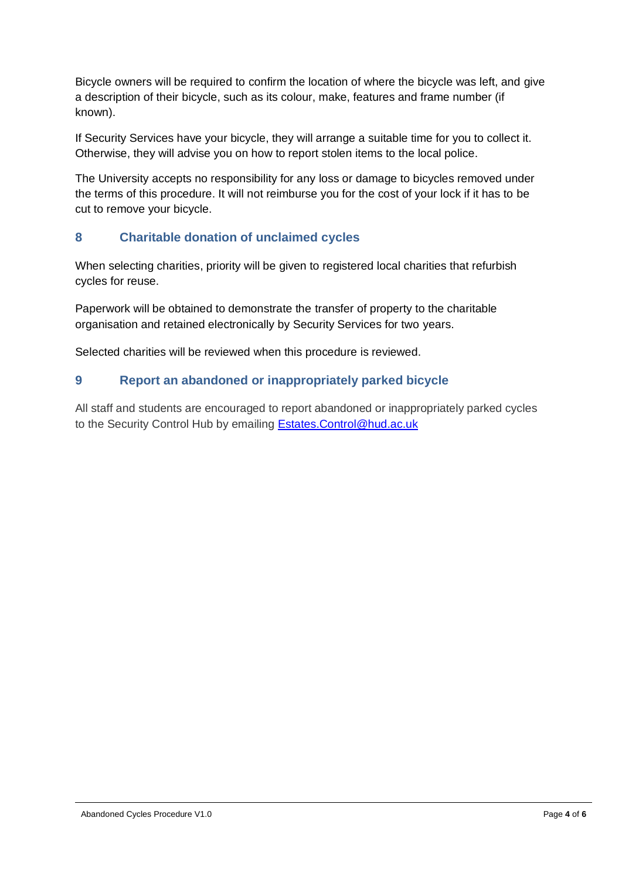Bicycle owners will be required to confirm the location of where the bicycle was left, and give a description of their bicycle, such as its colour, make, features and frame number (if known).

If Security Services have your bicycle, they will arrange a suitable time for you to collect it. Otherwise, they will advise you on how to report stolen items to the local police.

The University accepts no responsibility for any loss or damage to bicycles removed under the terms of this procedure. It will not reimburse you for the cost of your lock if it has to be cut to remove your bicycle.

## 8 Charitable donation of unclaimed cycles

When selecting charities, priority will be given to registered local charities that refurbish cycles for reuse.

Paperwork will be obtained to demonstrate the transfer of property to the charitable organisation and retained electronically by Security Services for two years.

Selected charities will be reviewed when this procedure is reviewed.

## 9 Report an abandoned or inappropriately parked bicycle

All staff and students are encouraged to report abandoned or inappropriately parked cycles to the Security Control Hub by emailing [Estates.Control@hud.ac.uk](mailto:Estates.Control@hud.ac.uk)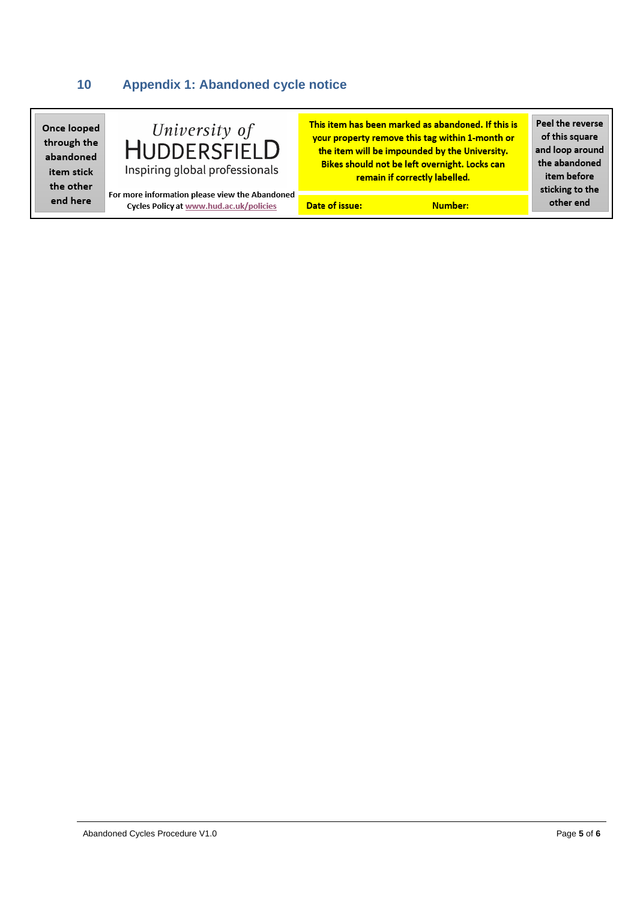## 10 Appendix 1: Abandoned cycle notice

| Once looped through the abandoned item stick the other end here | University of HUDDERSFIELD Inspiring global professionals<br><br>For more information please view the Abandoned Cycles Policy at www.hud.ac.uk/policies | **This item has been marked as abandoned. If this is your property remove this tag within 1-month or the item will be impounded by the University. Bikes should not be left overnight. Locks can remain if correctly labelled.**<br><br>**Date of issue: Number:** | Peel the reverse of this square and loop around the abandoned item before sticking to the other end |
|---|---|---|---|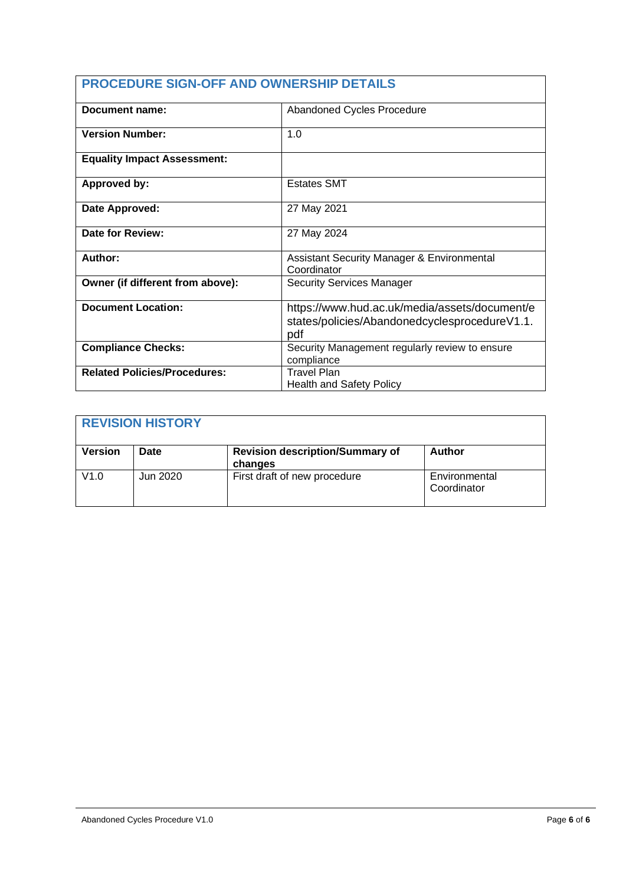## PROCEDURE SIGN-OFF AND OWNERSHIP DETAILS

| | |
|---|---|
| **Document name:** | Abandoned Cycles Procedure |
| **Version Number:** | 1.0 |
| **Equality Impact Assessment:** | |
| **Approved by:** | Estates SMT |
| **Date Approved:** | 27 May 2021 |
| **Date for Review:** | 27 May 2024 |
| **Author:** | Assistant Security Manager & Environmental Coordinator |
| **Owner (if different from above):** | Security Services Manager |
| **Document Location:** | https://www.hud.ac.uk/media/assets/document/estates/policies/AbandonedcyclesprocedureV1.1.pdf |
| **Compliance Checks:** | Security Management regularly review to ensure compliance |
| **Related Policies/Procedures:** | Travel Plan<br>Health and Safety Policy |

## REVISION HISTORY

| Version | Date | Revision description/Summary of changes | Author |
|---|---|---|---|
| V1.0 | Jun 2020 | First draft of new procedure | Environmental Coordinator |